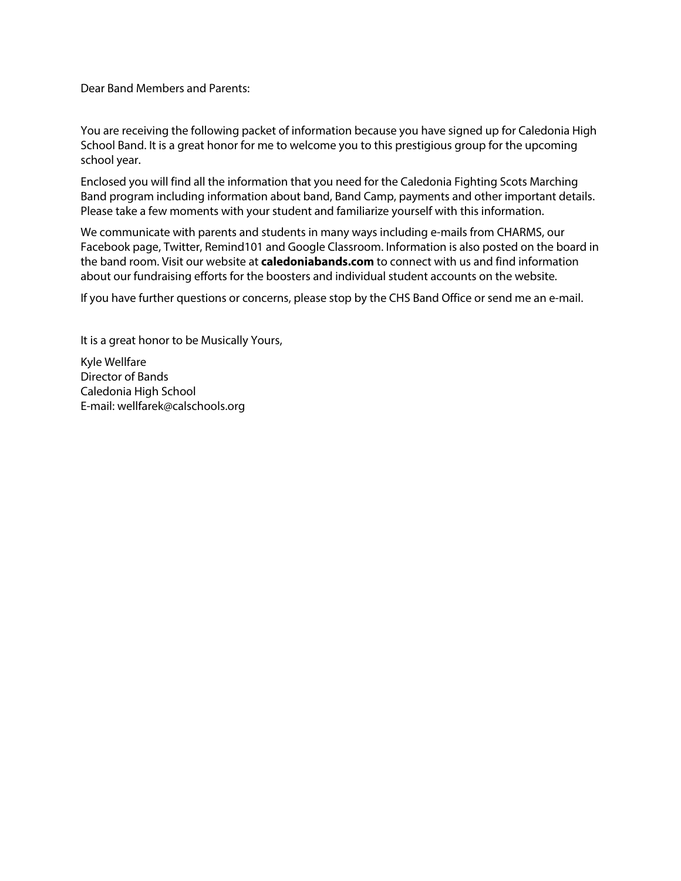Dear Band Members and Parents:

You are receiving the following packet of information because you have signed up for Caledonia High School Band. It is a great honor for me to welcome you to this prestigious group for the upcoming school year.

Enclosed you will find all the information that you need for the Caledonia Fighting Scots Marching Band program including information about band, Band Camp, payments and other important details. Please take a few moments with your student and familiarize yourself with this information.

We communicate with parents and students in many ways including e-mails from CHARMS, our Facebook page, Twitter, Remind101 and Google Classroom. Information is also posted on the board in the band room. Visit our website at **caledoniabands.com** to connect with us and find information about our fundraising efforts for the boosters and individual student accounts on the website.

If you have further questions or concerns, please stop by the CHS Band Office or send me an e-mail.

It is a great honor to be Musically Yours,

Kyle Wellfare
Director of Bands
Caledonia High School
E-mail: wellfarek@calschools.org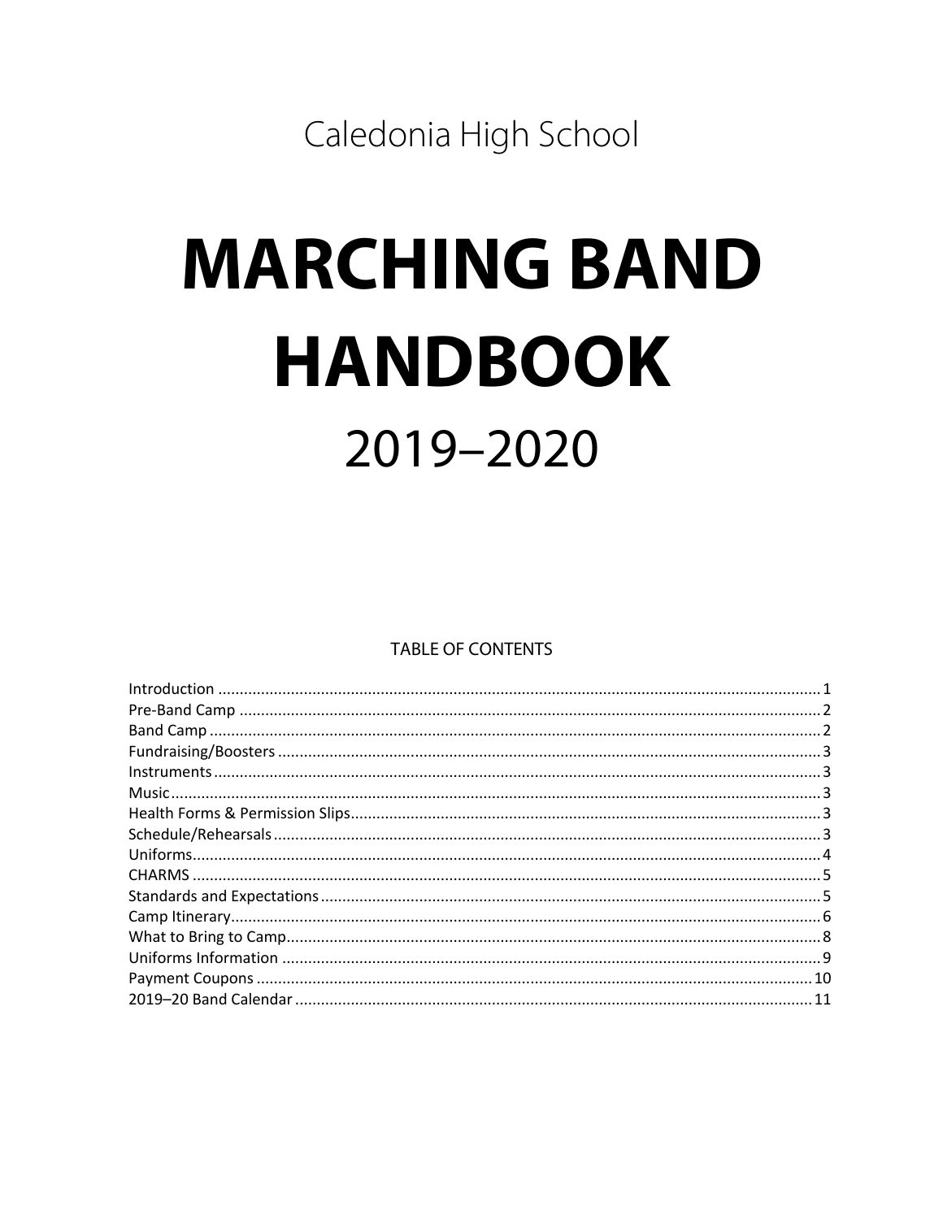Caledonia High School

# MARCHING BAND HANDBOOK

## 2019–2020

TABLE OF CONTENTS

| Section | Page |
| --- | --- |
| Introduction | 1 |
| Pre-Band Camp | 2 |
| Band Camp | 2 |
| Fundraising/Boosters | 3 |
| Instruments | 3 |
| Music | 3 |
| Health Forms & Permission Slips | 3 |
| Schedule/Rehearsals | 3 |
| Uniforms | 4 |
| CHARMS | 5 |
| Standards and Expectations | 5 |
| Camp Itinerary | 6 |
| What to Bring to Camp | 8 |
| Uniforms Information | 9 |
| Payment Coupons | 10 |
| 2019–20 Band Calendar | 11 |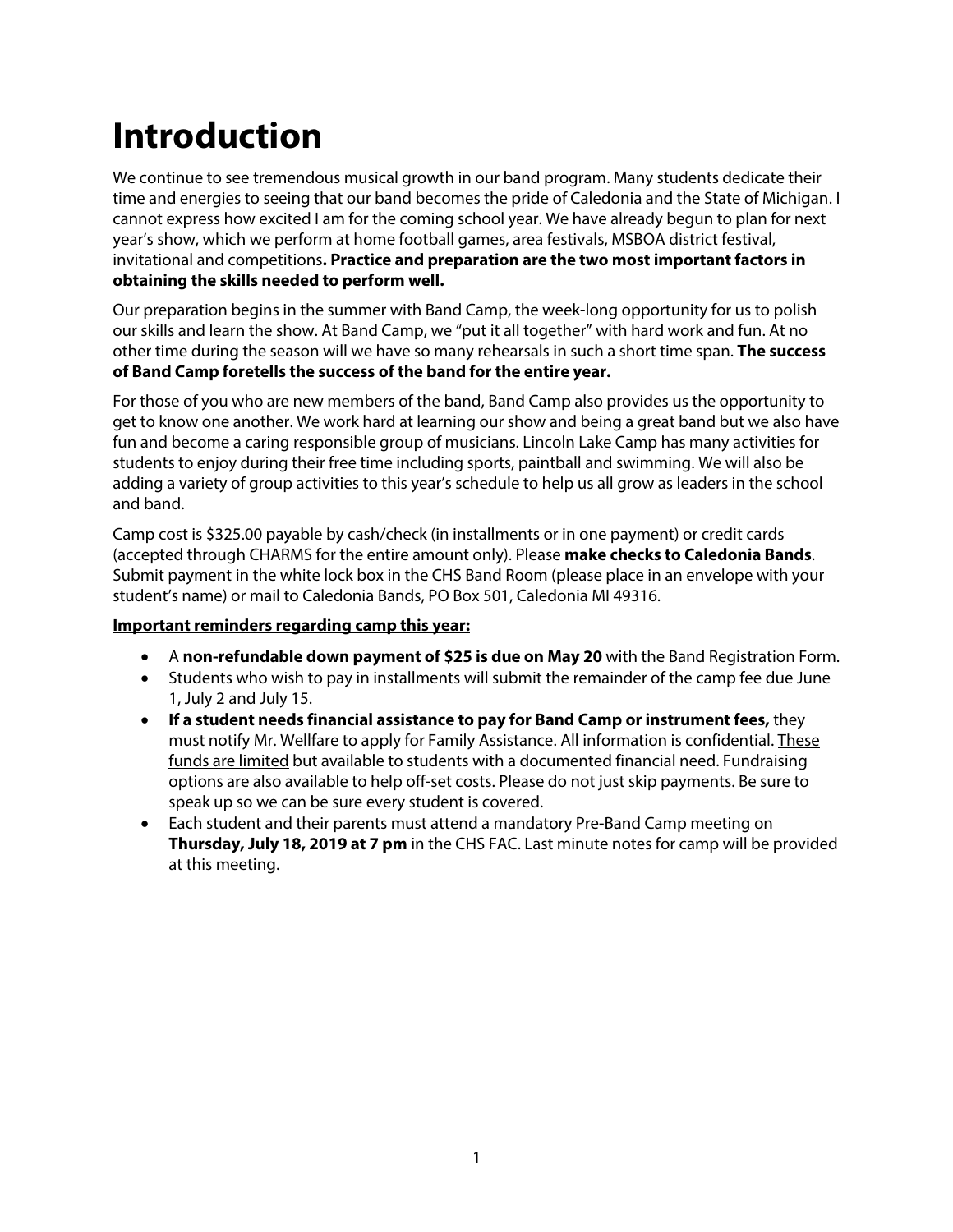# Introduction

We continue to see tremendous musical growth in our band program. Many students dedicate their time and energies to seeing that our band becomes the pride of Caledonia and the State of Michigan. I cannot express how excited I am for the coming school year. We have already begun to plan for next year's show, which we perform at home football games, area festivals, MSBOA district festival, invitational and competitions**. Practice and preparation are the two most important factors in obtaining the skills needed to perform well.**

Our preparation begins in the summer with Band Camp, the week-long opportunity for us to polish our skills and learn the show. At Band Camp, we "put it all together" with hard work and fun. At no other time during the season will we have so many rehearsals in such a short time span. **The success of Band Camp foretells the success of the band for the entire year.**

For those of you who are new members of the band, Band Camp also provides us the opportunity to get to know one another. We work hard at learning our show and being a great band but we also have fun and become a caring responsible group of musicians. Lincoln Lake Camp has many activities for students to enjoy during their free time including sports, paintball and swimming. We will also be adding a variety of group activities to this year's schedule to help us all grow as leaders in the school and band.

Camp cost is $325.00 payable by cash/check (in installments or in one payment) or credit cards (accepted through CHARMS for the entire amount only). Please **make checks to Caledonia Bands**. Submit payment in the white lock box in the CHS Band Room (please place in an envelope with your student's name) or mail to Caledonia Bands, PO Box 501, Caledonia MI 49316.

<u>**Important reminders regarding camp this year:**</u>

- A **non-refundable down payment of $25 is due on May 20** with the Band Registration Form.
- Students who wish to pay in installments will submit the remainder of the camp fee due June 1, July 2 and July 15.
- **If a student needs financial assistance to pay for Band Camp or instrument fees,** they must notify Mr. Wellfare to apply for Family Assistance. All information is confidential. <u>These funds are limited</u> but available to students with a documented financial need. Fundraising options are also available to help off-set costs. Please do not just skip payments. Be sure to speak up so we can be sure every student is covered.
- Each student and their parents must attend a mandatory Pre-Band Camp meeting on **Thursday, July 18, 2019 at 7 pm** in the CHS FAC. Last minute notes for camp will be provided at this meeting.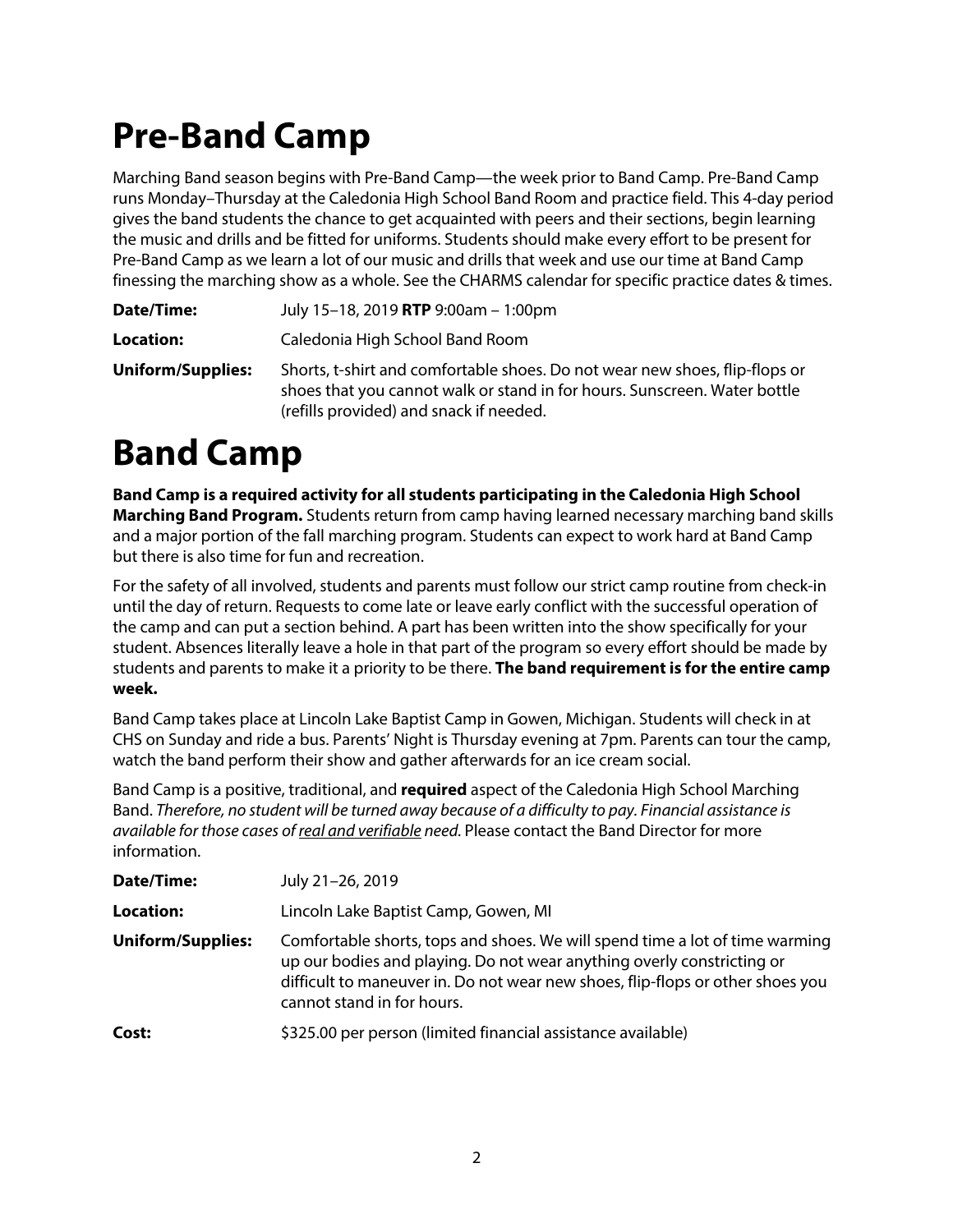# Pre-Band Camp

Marching Band season begins with Pre-Band Camp—the week prior to Band Camp. Pre-Band Camp runs Monday–Thursday at the Caledonia High School Band Room and practice field. This 4-day period gives the band students the chance to get acquainted with peers and their sections, begin learning the music and drills and be fitted for uniforms. Students should make every effort to be present for Pre-Band Camp as we learn a lot of our music and drills that week and use our time at Band Camp finessing the marching show as a whole. See the CHARMS calendar for specific practice dates & times.

| | |
|---|---|
| **Date/Time:** | July 15–18, 2019 **RTP** 9:00am – 1:00pm |
| **Location:** | Caledonia High School Band Room |
| **Uniform/Supplies:** | Shorts, t-shirt and comfortable shoes. Do not wear new shoes, flip-flops or shoes that you cannot walk or stand in for hours. Sunscreen. Water bottle (refills provided) and snack if needed. |

# Band Camp

**Band Camp is a required activity for all students participating in the Caledonia High School Marching Band Program.** Students return from camp having learned necessary marching band skills and a major portion of the fall marching program. Students can expect to work hard at Band Camp but there is also time for fun and recreation.

For the safety of all involved, students and parents must follow our strict camp routine from check-in until the day of return. Requests to come late or leave early conflict with the successful operation of the camp and can put a section behind. A part has been written into the show specifically for your student. Absences literally leave a hole in that part of the program so every effort should be made by students and parents to make it a priority to be there. **The band requirement is for the entire camp week.**

Band Camp takes place at Lincoln Lake Baptist Camp in Gowen, Michigan. Students will check in at CHS on Sunday and ride a bus. Parents' Night is Thursday evening at 7pm. Parents can tour the camp, watch the band perform their show and gather afterwards for an ice cream social.

Band Camp is a positive, traditional, and **required** aspect of the Caledonia High School Marching Band. *Therefore, no student will be turned away because of a difficulty to pay. Financial assistance is available for those cases of real and verifiable need.* Please contact the Band Director for more information.

| | |
|---|---|
| **Date/Time:** | July 21–26, 2019 |
| **Location:** | Lincoln Lake Baptist Camp, Gowen, MI |
| **Uniform/Supplies:** | Comfortable shorts, tops and shoes. We will spend time a lot of time warming up our bodies and playing. Do not wear anything overly constricting or difficult to maneuver in. Do not wear new shoes, flip-flops or other shoes you cannot stand in for hours. |
| **Cost:** | $325.00 per person (limited financial assistance available) |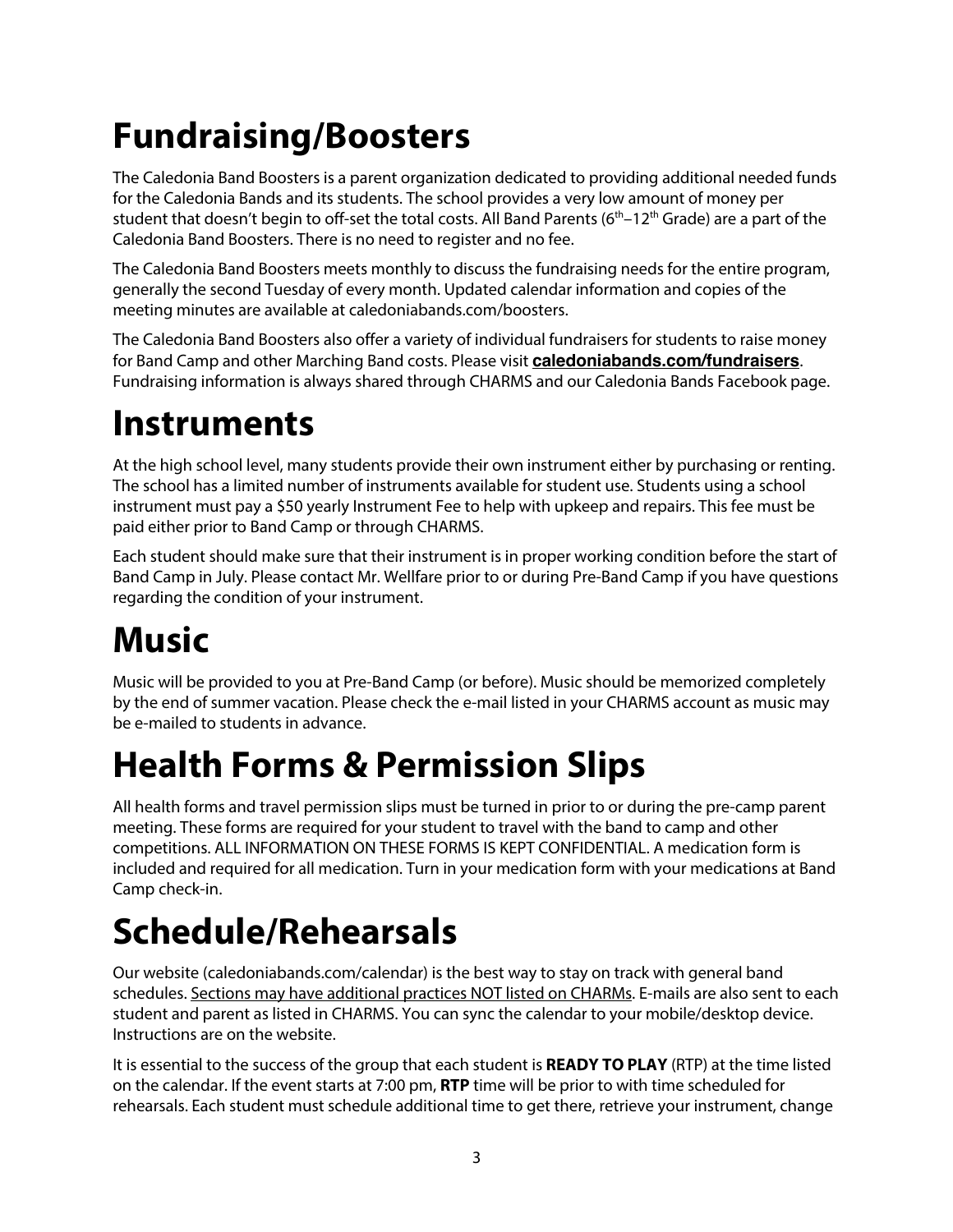# Fundraising/Boosters

The Caledonia Band Boosters is a parent organization dedicated to providing additional needed funds for the Caledonia Bands and its students. The school provides a very low amount of money per student that doesn't begin to off-set the total costs. All Band Parents (6th–12th Grade) are a part of the Caledonia Band Boosters. There is no need to register and no fee.

The Caledonia Band Boosters meets monthly to discuss the fundraising needs for the entire program, generally the second Tuesday of every month. Updated calendar information and copies of the meeting minutes are available at caledoniabands.com/boosters.

The Caledonia Band Boosters also offer a variety of individual fundraisers for students to raise money for Band Camp and other Marching Band costs. Please visit **caledoniabands.com/fundraisers**. Fundraising information is always shared through CHARMS and our Caledonia Bands Facebook page.

# Instruments

At the high school level, many students provide their own instrument either by purchasing or renting. The school has a limited number of instruments available for student use. Students using a school instrument must pay a $50 yearly Instrument Fee to help with upkeep and repairs. This fee must be paid either prior to Band Camp or through CHARMS.

Each student should make sure that their instrument is in proper working condition before the start of Band Camp in July. Please contact Mr. Wellfare prior to or during Pre-Band Camp if you have questions regarding the condition of your instrument.

# Music

Music will be provided to you at Pre-Band Camp (or before). Music should be memorized completely by the end of summer vacation. Please check the e-mail listed in your CHARMS account as music may be e-mailed to students in advance.

# Health Forms & Permission Slips

All health forms and travel permission slips must be turned in prior to or during the pre-camp parent meeting. These forms are required for your student to travel with the band to camp and other competitions. ALL INFORMATION ON THESE FORMS IS KEPT CONFIDENTIAL. A medication form is included and required for all medication. Turn in your medication form with your medications at Band Camp check-in.

# Schedule/Rehearsals

Our website (caledoniabands.com/calendar) is the best way to stay on track with general band schedules. Sections may have additional practices NOT listed on CHARMs. E-mails are also sent to each student and parent as listed in CHARMS. You can sync the calendar to your mobile/desktop device. Instructions are on the website.

It is essential to the success of the group that each student is **READY TO PLAY** (RTP) at the time listed on the calendar. If the event starts at 7:00 pm, **RTP** time will be prior to with time scheduled for rehearsals. Each student must schedule additional time to get there, retrieve your instrument, change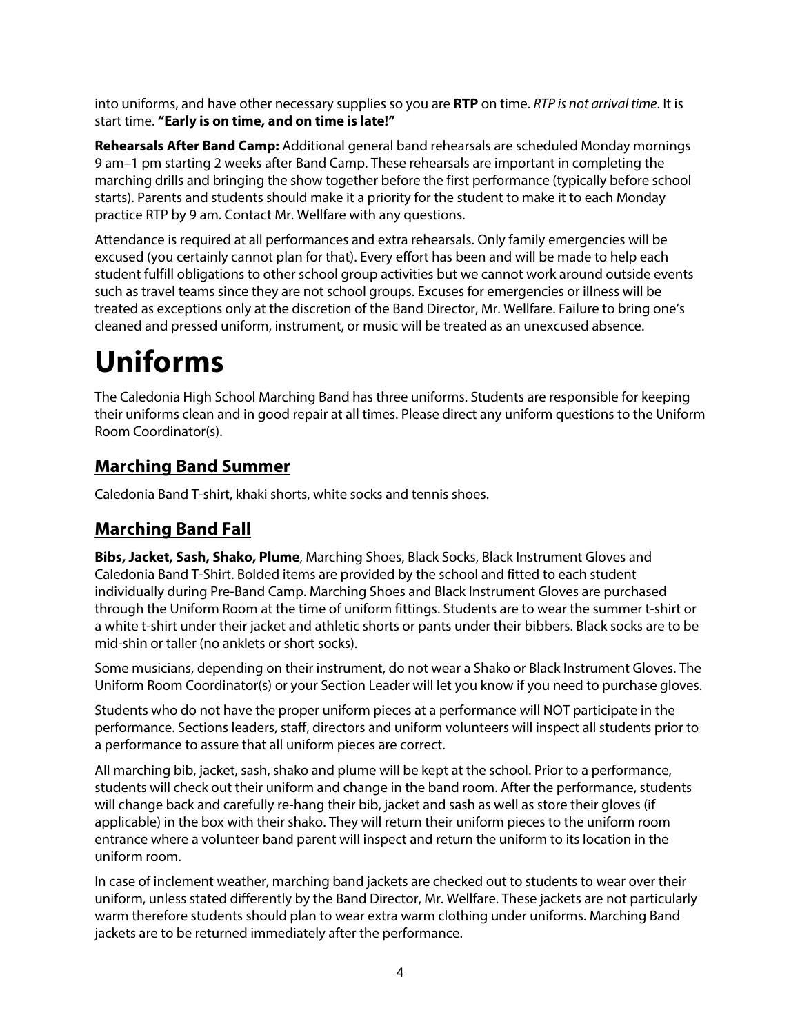into uniforms, and have other necessary supplies so you are **RTP** on time. *RTP is not arrival time*. It is start time. **"Early is on time, and on time is late!"**

**Rehearsals After Band Camp:** Additional general band rehearsals are scheduled Monday mornings 9 am–1 pm starting 2 weeks after Band Camp. These rehearsals are important in completing the marching drills and bringing the show together before the first performance (typically before school starts). Parents and students should make it a priority for the student to make it to each Monday practice RTP by 9 am. Contact Mr. Wellfare with any questions.

Attendance is required at all performances and extra rehearsals. Only family emergencies will be excused (you certainly cannot plan for that). Every effort has been and will be made to help each student fulfill obligations to other school group activities but we cannot work around outside events such as travel teams since they are not school groups. Excuses for emergencies or illness will be treated as exceptions only at the discretion of the Band Director, Mr. Wellfare. Failure to bring one's cleaned and pressed uniform, instrument, or music will be treated as an unexcused absence.

# Uniforms

The Caledonia High School Marching Band has three uniforms. Students are responsible for keeping their uniforms clean and in good repair at all times. Please direct any uniform questions to the Uniform Room Coordinator(s).

## Marching Band Summer

Caledonia Band T-shirt, khaki shorts, white socks and tennis shoes.

## Marching Band Fall

**Bibs, Jacket, Sash, Shako, Plume**, Marching Shoes, Black Socks, Black Instrument Gloves and Caledonia Band T-Shirt. Bolded items are provided by the school and fitted to each student individually during Pre-Band Camp. Marching Shoes and Black Instrument Gloves are purchased through the Uniform Room at the time of uniform fittings. Students are to wear the summer t-shirt or a white t-shirt under their jacket and athletic shorts or pants under their bibbers. Black socks are to be mid-shin or taller (no anklets or short socks).

Some musicians, depending on their instrument, do not wear a Shako or Black Instrument Gloves. The Uniform Room Coordinator(s) or your Section Leader will let you know if you need to purchase gloves.

Students who do not have the proper uniform pieces at a performance will NOT participate in the performance. Sections leaders, staff, directors and uniform volunteers will inspect all students prior to a performance to assure that all uniform pieces are correct.

All marching bib, jacket, sash, shako and plume will be kept at the school. Prior to a performance, students will check out their uniform and change in the band room. After the performance, students will change back and carefully re-hang their bib, jacket and sash as well as store their gloves (if applicable) in the box with their shako. They will return their uniform pieces to the uniform room entrance where a volunteer band parent will inspect and return the uniform to its location in the uniform room.

In case of inclement weather, marching band jackets are checked out to students to wear over their uniform, unless stated differently by the Band Director, Mr. Wellfare. These jackets are not particularly warm therefore students should plan to wear extra warm clothing under uniforms. Marching Band jackets are to be returned immediately after the performance.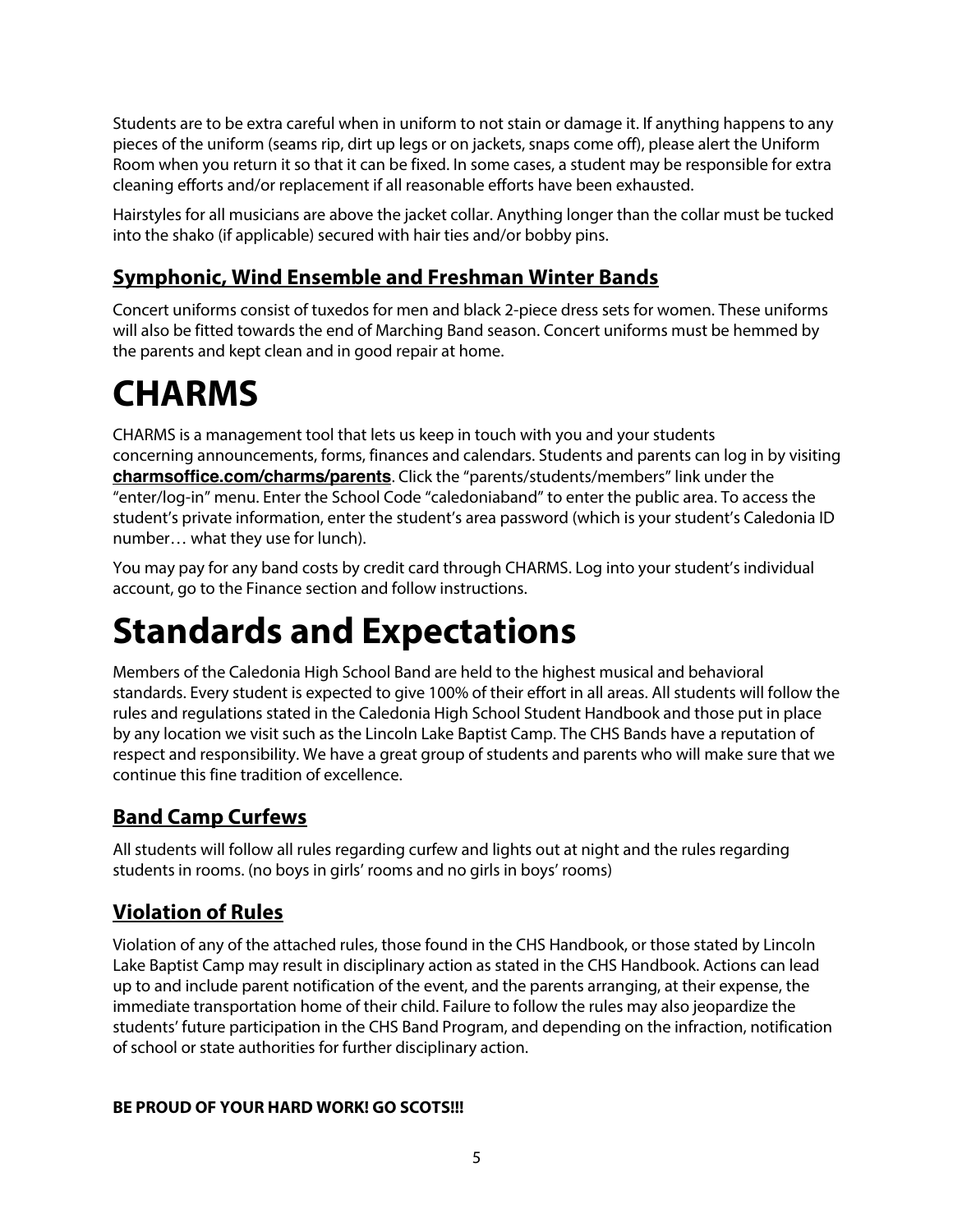Students are to be extra careful when in uniform to not stain or damage it. If anything happens to any pieces of the uniform (seams rip, dirt up legs or on jackets, snaps come off), please alert the Uniform Room when you return it so that it can be fixed. In some cases, a student may be responsible for extra cleaning efforts and/or replacement if all reasonable efforts have been exhausted.

Hairstyles for all musicians are above the jacket collar. Anything longer than the collar must be tucked into the shako (if applicable) secured with hair ties and/or bobby pins.

## Symphonic, Wind Ensemble and Freshman Winter Bands

Concert uniforms consist of tuxedos for men and black 2-piece dress sets for women. These uniforms will also be fitted towards the end of Marching Band season. Concert uniforms must be hemmed by the parents and kept clean and in good repair at home.

# CHARMS

CHARMS is a management tool that lets us keep in touch with you and your students concerning announcements, forms, finances and calendars. Students and parents can log in by visiting **charmsoffice.com/charms/parents**. Click the "parents/students/members" link under the "enter/log-in" menu. Enter the School Code "caledoniaband" to enter the public area. To access the student's private information, enter the student's area password (which is your student's Caledonia ID number… what they use for lunch).

You may pay for any band costs by credit card through CHARMS. Log into your student's individual account, go to the Finance section and follow instructions.

# Standards and Expectations

Members of the Caledonia High School Band are held to the highest musical and behavioral standards. Every student is expected to give 100% of their effort in all areas. All students will follow the rules and regulations stated in the Caledonia High School Student Handbook and those put in place by any location we visit such as the Lincoln Lake Baptist Camp. The CHS Bands have a reputation of respect and responsibility. We have a great group of students and parents who will make sure that we continue this fine tradition of excellence.

## Band Camp Curfews

All students will follow all rules regarding curfew and lights out at night and the rules regarding students in rooms. (no boys in girls' rooms and no girls in boys' rooms)

## Violation of Rules

Violation of any of the attached rules, those found in the CHS Handbook, or those stated by Lincoln Lake Baptist Camp may result in disciplinary action as stated in the CHS Handbook. Actions can lead up to and include parent notification of the event, and the parents arranging, at their expense, the immediate transportation home of their child. Failure to follow the rules may also jeopardize the students' future participation in the CHS Band Program, and depending on the infraction, notification of school or state authorities for further disciplinary action.

**BE PROUD OF YOUR HARD WORK! GO SCOTS!!!**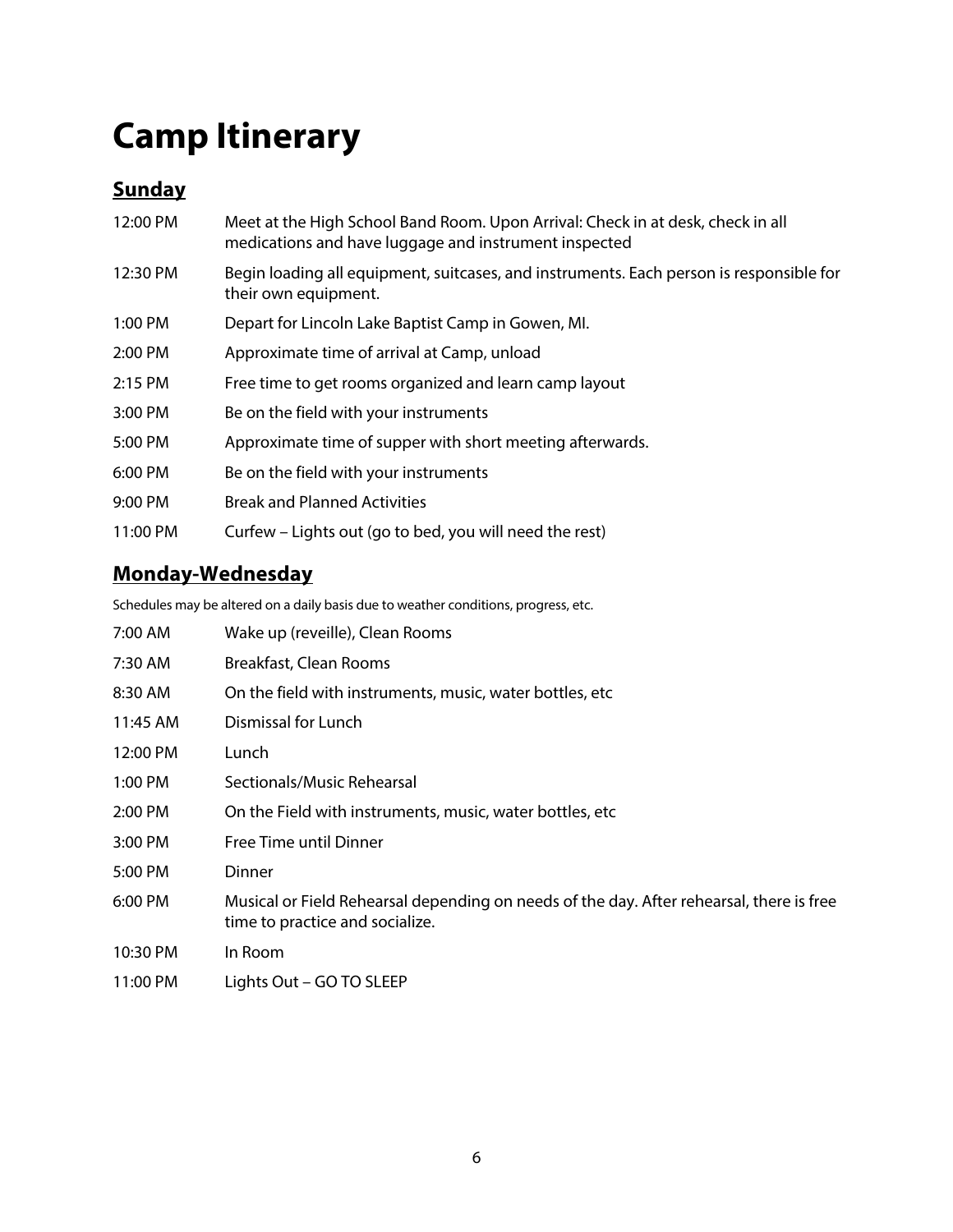# Camp Itinerary

## **Sunday**

| | |
|---|---|
| 12:00 PM | Meet at the High School Band Room. Upon Arrival: Check in at desk, check in all medications and have luggage and instrument inspected |
| 12:30 PM | Begin loading all equipment, suitcases, and instruments. Each person is responsible for their own equipment. |
| 1:00 PM | Depart for Lincoln Lake Baptist Camp in Gowen, MI. |
| 2:00 PM | Approximate time of arrival at Camp, unload |
| 2:15 PM | Free time to get rooms organized and learn camp layout |
| 3:00 PM | Be on the field with your instruments |
| 5:00 PM | Approximate time of supper with short meeting afterwards. |
| 6:00 PM | Be on the field with your instruments |
| 9:00 PM | Break and Planned Activities |
| 11:00 PM | Curfew – Lights out (go to bed, you will need the rest) |

## **Monday-Wednesday**

Schedules may be altered on a daily basis due to weather conditions, progress, etc.

| | |
|---|---|
| 7:00 AM | Wake up (reveille), Clean Rooms |
| 7:30 AM | Breakfast, Clean Rooms |
| 8:30 AM | On the field with instruments, music, water bottles, etc |
| 11:45 AM | Dismissal for Lunch |
| 12:00 PM | Lunch |
| 1:00 PM | Sectionals/Music Rehearsal |
| 2:00 PM | On the Field with instruments, music, water bottles, etc |
| 3:00 PM | Free Time until Dinner |
| 5:00 PM | Dinner |
| 6:00 PM | Musical or Field Rehearsal depending on needs of the day. After rehearsal, there is free time to practice and socialize. |
| 10:30 PM | In Room |
| 11:00 PM | Lights Out – GO TO SLEEP |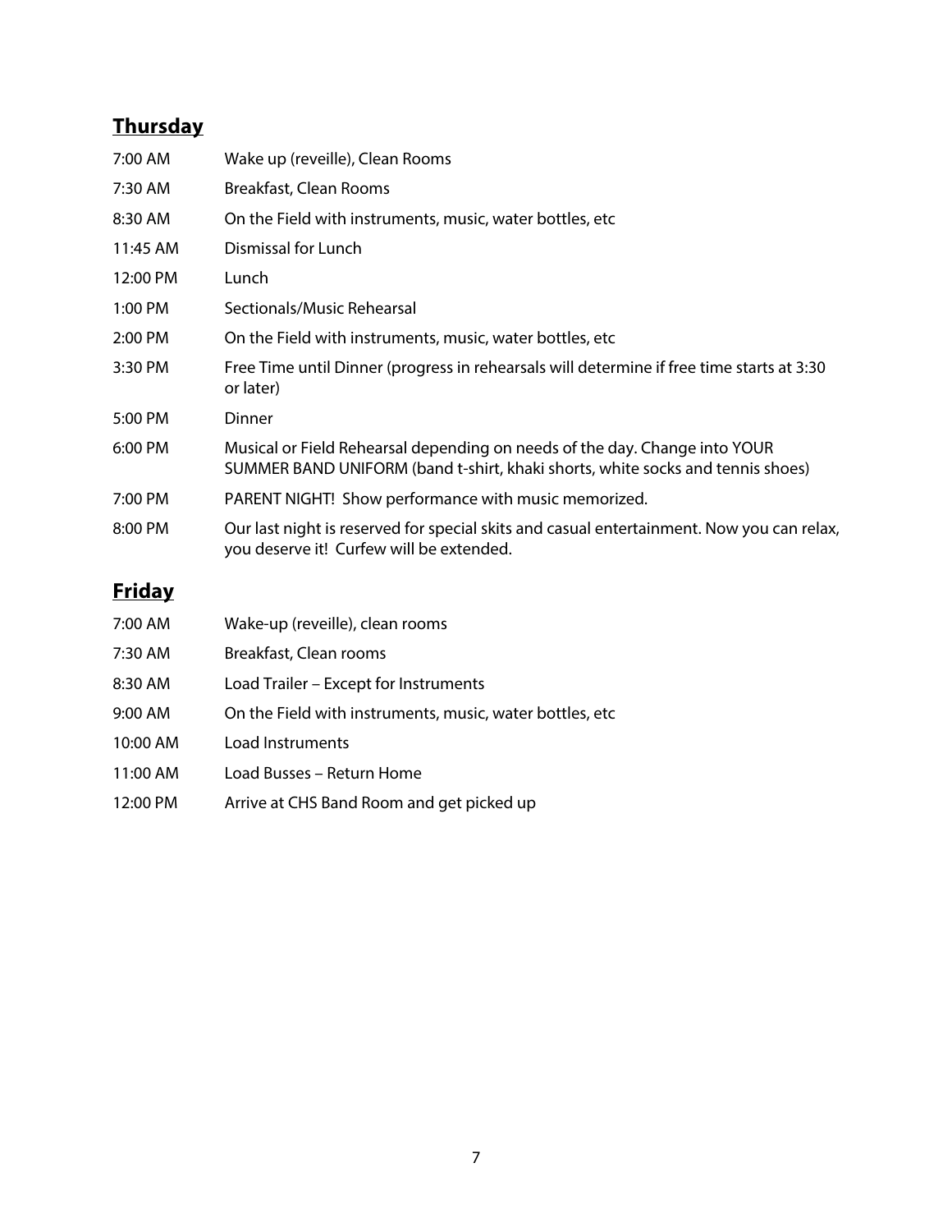## Thursday

| | |
|---|---|
| 7:00 AM | Wake up (reveille), Clean Rooms |
| 7:30 AM | Breakfast, Clean Rooms |
| 8:30 AM | On the Field with instruments, music, water bottles, etc |
| 11:45 AM | Dismissal for Lunch |
| 12:00 PM | Lunch |
| 1:00 PM | Sectionals/Music Rehearsal |
| 2:00 PM | On the Field with instruments, music, water bottles, etc |
| 3:30 PM | Free Time until Dinner (progress in rehearsals will determine if free time starts at 3:30 or later) |
| 5:00 PM | Dinner |
| 6:00 PM | Musical or Field Rehearsal depending on needs of the day. Change into YOUR SUMMER BAND UNIFORM (band t-shirt, khaki shorts, white socks and tennis shoes) |
| 7:00 PM | PARENT NIGHT! Show performance with music memorized. |
| 8:00 PM | Our last night is reserved for special skits and casual entertainment. Now you can relax, you deserve it! Curfew will be extended. |

## Friday

| | |
|---|---|
| 7:00 AM | Wake-up (reveille), clean rooms |
| 7:30 AM | Breakfast, Clean rooms |
| 8:30 AM | Load Trailer – Except for Instruments |
| 9:00 AM | On the Field with instruments, music, water bottles, etc |
| 10:00 AM | Load Instruments |
| 11:00 AM | Load Busses – Return Home |
| 12:00 PM | Arrive at CHS Band Room and get picked up |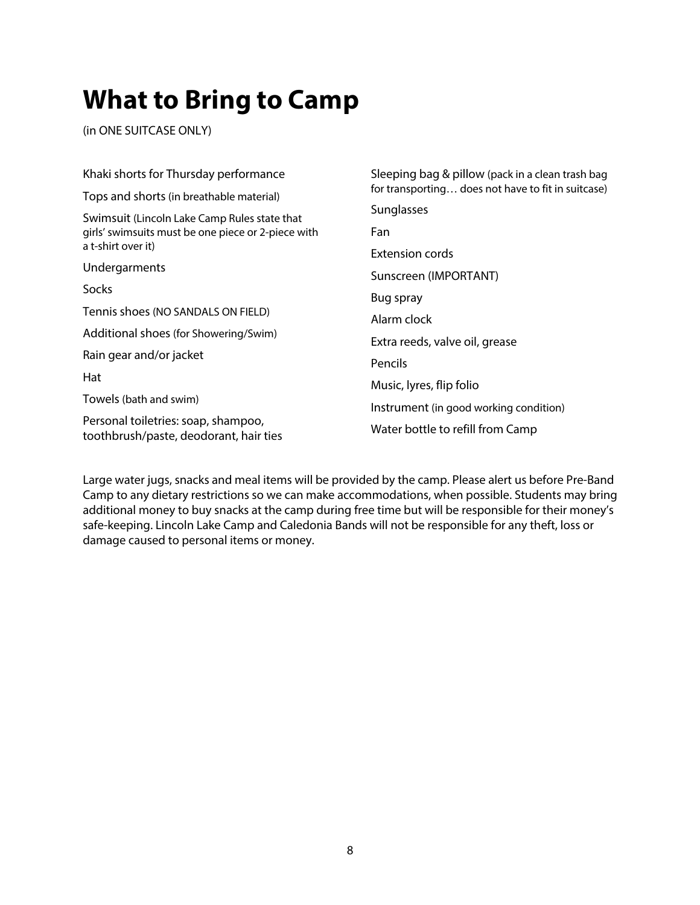# What to Bring to Camp

(in ONE SUITCASE ONLY)

- Khaki shorts for Thursday performance
- Tops and shorts (in breathable material)
- Swimsuit (Lincoln Lake Camp Rules state that girls' swimsuits must be one piece or 2-piece with a t-shirt over it)
- Undergarments
- Socks
- Tennis shoes (NO SANDALS ON FIELD)
- Additional shoes (for Showering/Swim)
- Rain gear and/or jacket
- Hat
- Towels (bath and swim)
- Personal toiletries: soap, shampoo, toothbrush/paste, deodorant, hair ties
- Sleeping bag & pillow (pack in a clean trash bag for transporting… does not have to fit in suitcase)
- Sunglasses
- Fan
- Extension cords
- Sunscreen (IMPORTANT)
- Bug spray
- Alarm clock
- Extra reeds, valve oil, grease
- Pencils
- Music, lyres, flip folio
- Instrument (in good working condition)
- Water bottle to refill from Camp

Large water jugs, snacks and meal items will be provided by the camp. Please alert us before Pre-Band Camp to any dietary restrictions so we can make accommodations, when possible. Students may bring additional money to buy snacks at the camp during free time but will be responsible for their money's safe-keeping. Lincoln Lake Camp and Caledonia Bands will not be responsible for any theft, loss or damage caused to personal items or money.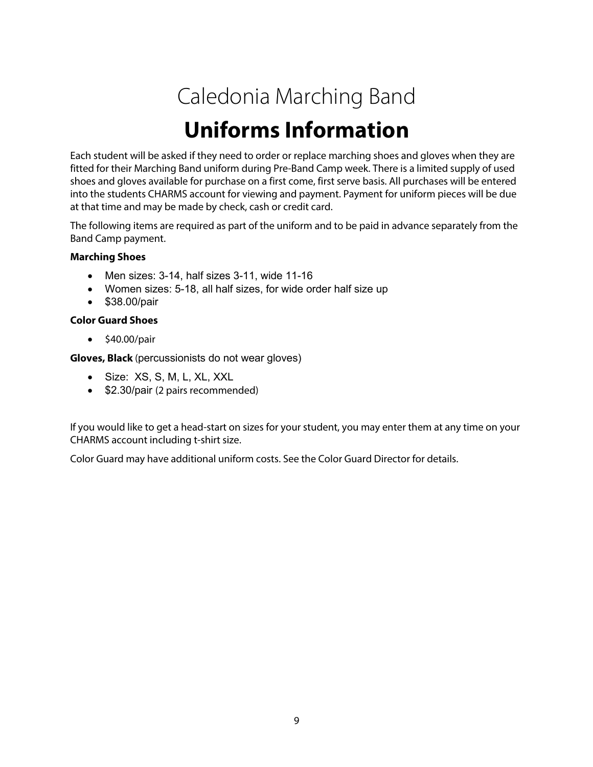# Caledonia Marching Band

## Uniforms Information

Each student will be asked if they need to order or replace marching shoes and gloves when they are fitted for their Marching Band uniform during Pre-Band Camp week. There is a limited supply of used shoes and gloves available for purchase on a first come, first serve basis. All purchases will be entered into the students CHARMS account for viewing and payment. Payment for uniform pieces will be due at that time and may be made by check, cash or credit card.

The following items are required as part of the uniform and to be paid in advance separately from the Band Camp payment.

**Marching Shoes**

- Men sizes: 3-14, half sizes 3-11, wide 11-16
- Women sizes: 5-18, all half sizes, for wide order half size up
- $38.00/pair

**Color Guard Shoes**

- $40.00/pair

**Gloves, Black** (percussionists do not wear gloves)

- Size: XS, S, M, L, XL, XXL
- $2.30/pair (2 pairs recommended)

If you would like to get a head-start on sizes for your student, you may enter them at any time on your CHARMS account including t-shirt size.

Color Guard may have additional uniform costs. See the Color Guard Director for details.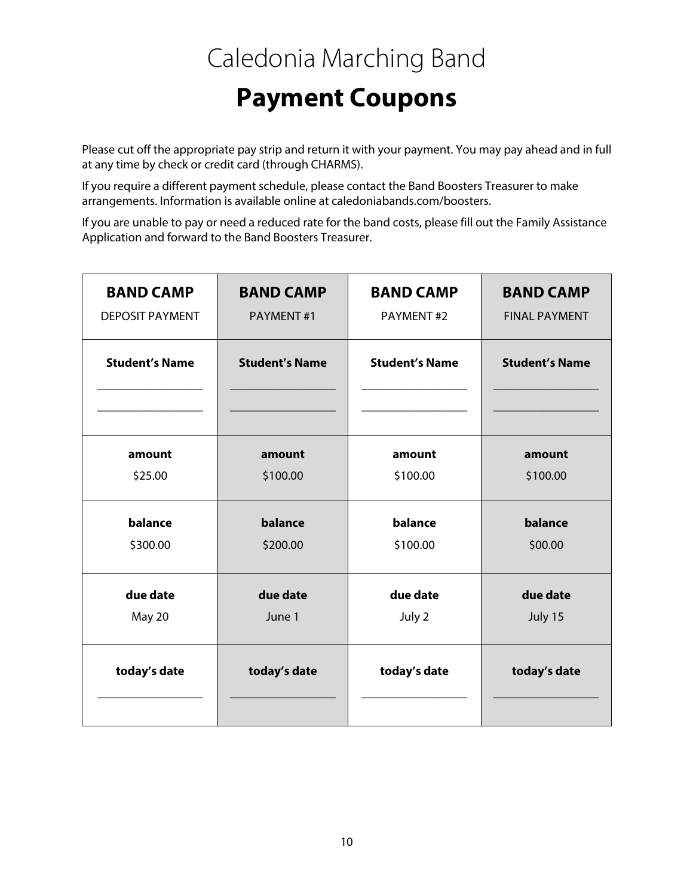# Caledonia Marching Band

## Payment Coupons

Please cut off the appropriate pay strip and return it with your payment. You may pay ahead and in full at any time by check or credit card (through CHARMS).

If you require a different payment schedule, please contact the Band Boosters Treasurer to make arrangements. Information is available online at caledoniabands.com/boosters.

If you are unable to pay or need a reduced rate for the band costs, please fill out the Family Assistance Application and forward to the Band Boosters Treasurer.

| **BAND CAMP**<br>DEPOSIT PAYMENT | **BAND CAMP**<br>PAYMENT #1 | **BAND CAMP**<br>PAYMENT #2 | **BAND CAMP**<br>FINAL PAYMENT |
|---|---|---|---|
| **Student's Name**<br>_________________<br>_________________ | **Student's Name**<br>_________________<br>_________________ | **Student's Name**<br>_________________<br>_________________ | **Student's Name**<br>_________________<br>_________________ |
| **amount**<br>$25.00 | **amount**<br>$100.00 | **amount**<br>$100.00 | **amount**<br>$100.00 |
| **balance**<br>$300.00 | **balance**<br>$200.00 | **balance**<br>$100.00 | **balance**<br>$00.00 |
| **due date**<br>May 20 | **due date**<br>June 1 | **due date**<br>July 2 | **due date**<br>July 15 |
| **today's date**<br>_________________ | **today's date**<br>_________________ | **today's date**<br>_________________ | **today's date**<br>_________________ |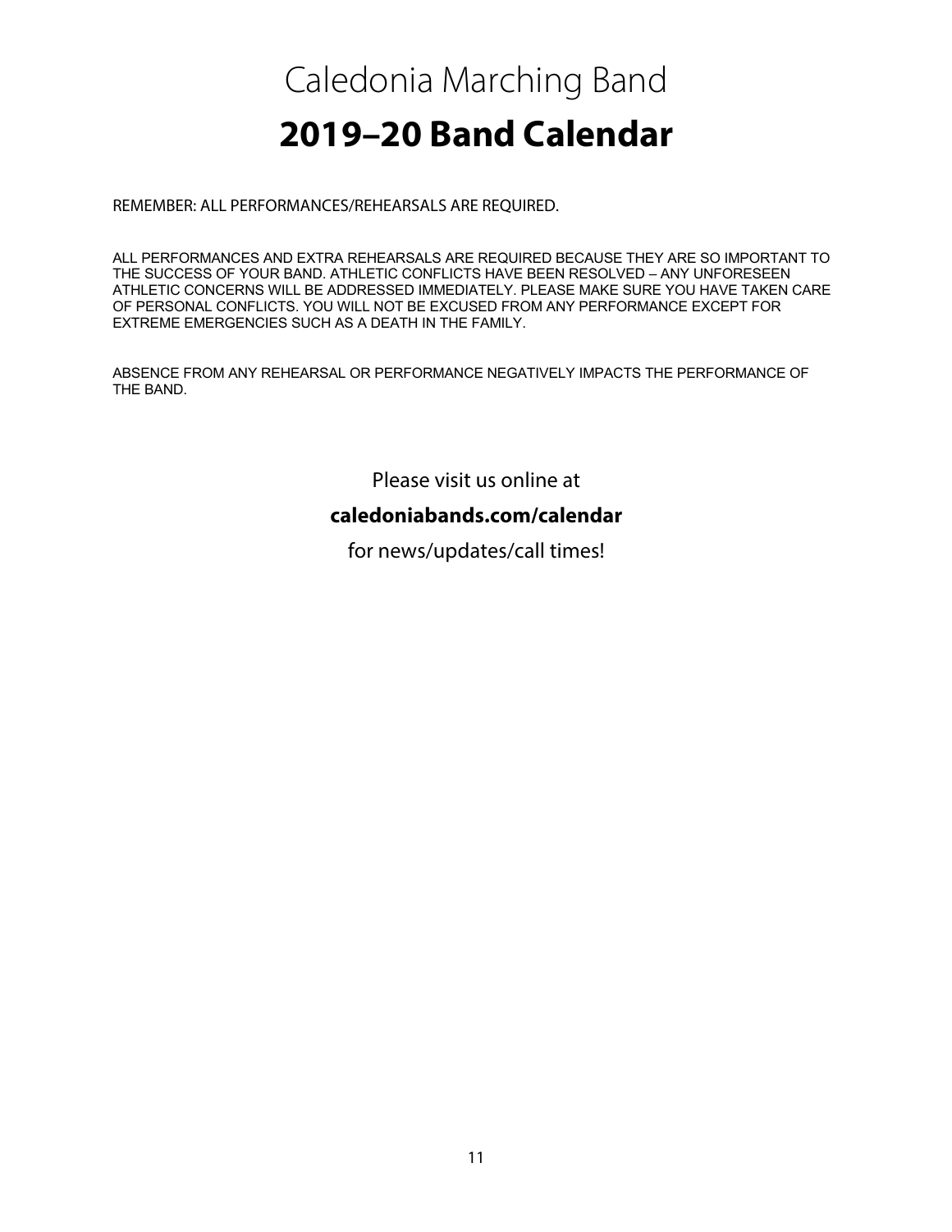# Caledonia Marching Band

# 2019–20 Band Calendar

REMEMBER: ALL PERFORMANCES/REHEARSALS ARE REQUIRED.

ALL PERFORMANCES AND EXTRA REHEARSALS ARE REQUIRED BECAUSE THEY ARE SO IMPORTANT TO THE SUCCESS OF YOUR BAND. ATHLETIC CONFLICTS HAVE BEEN RESOLVED – ANY UNFORESEEN ATHLETIC CONCERNS WILL BE ADDRESSED IMMEDIATELY. PLEASE MAKE SURE YOU HAVE TAKEN CARE OF PERSONAL CONFLICTS. YOU WILL NOT BE EXCUSED FROM ANY PERFORMANCE EXCEPT FOR EXTREME EMERGENCIES SUCH AS A DEATH IN THE FAMILY.

ABSENCE FROM ANY REHEARSAL OR PERFORMANCE NEGATIVELY IMPACTS THE PERFORMANCE OF THE BAND.

Please visit us online at

**caledoniabands.com/calendar**

for news/updates/call times!